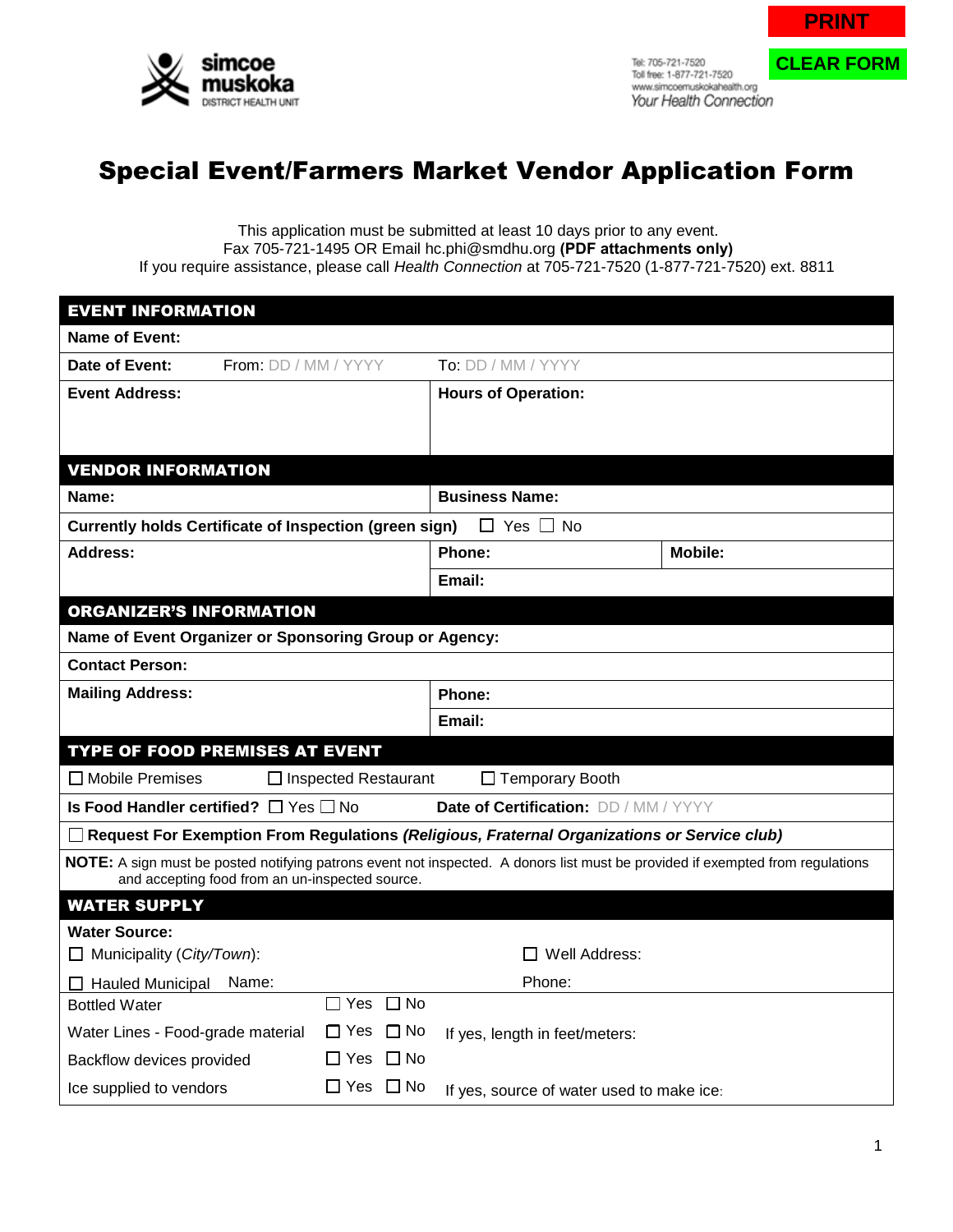PRINT

CLEAR FORM

simcoe muskoka DISTRICT HEALTH UNIT

Tel: 705-721-7520
Toll free: 1-877-721-7520
www.simcoemuskokahealth.org
*Your Health Connection*

# Special Event/Farmers Market Vendor Application Form

This application must be submitted at least 10 days prior to any event.
Fax 705-721-1495 OR Email hc.phi@smdhu.org **(PDF attachments only)**
If you require assistance, please call *Health Connection* at 705-721-7520 (1-877-721-7520) ext. 8811

## EVENT INFORMATION

**Name of Event:**

**Date of Event:** From: DD / MM / YYYY To: DD / MM / YYYY

| **Event Address:** | **Hours of Operation:** |
|---|---|

## VENDOR INFORMATION

| **Name:** | **Business Name:** | |
|---|---|---|
| **Currently holds Certificate of Inspection (green sign)** ☐ Yes ☐ No | | |
| **Address:** | **Phone:** | **Mobile:** |
| | **Email:** | |

## ORGANIZER'S INFORMATION

**Name of Event Organizer or Sponsoring Group or Agency:**

**Contact Person:**

| **Mailing Address:** | **Phone:** |
|---|---|
| | **Email:** |

## TYPE OF FOOD PREMISES AT EVENT

☐ Mobile Premises ☐ Inspected Restaurant ☐ Temporary Booth

**Is Food Handler certified?** ☐ Yes ☐ No **Date of Certification:** DD / MM / YYYY

☐ **Request For Exemption From Regulations *(Religious, Fraternal Organizations or Service club)***

**NOTE:** A sign must be posted notifying patrons event not inspected. A donors list must be provided if exempted from regulations and accepting food from an un-inspected source.

## WATER SUPPLY

**Water Source:**

☐ Municipality (*City/Town*): ☐ Well Address:

☐ Hauled Municipal Name: Phone:

| | | |
|---|---|---|
| Bottled Water | ☐ Yes ☐ No | |
| Water Lines - Food-grade material | ☐ Yes ☐ No | If yes, length in feet/meters: |
| Backflow devices provided | ☐ Yes ☐ No | |
| Ice supplied to vendors | ☐ Yes ☐ No | If yes, source of water used to make ice: |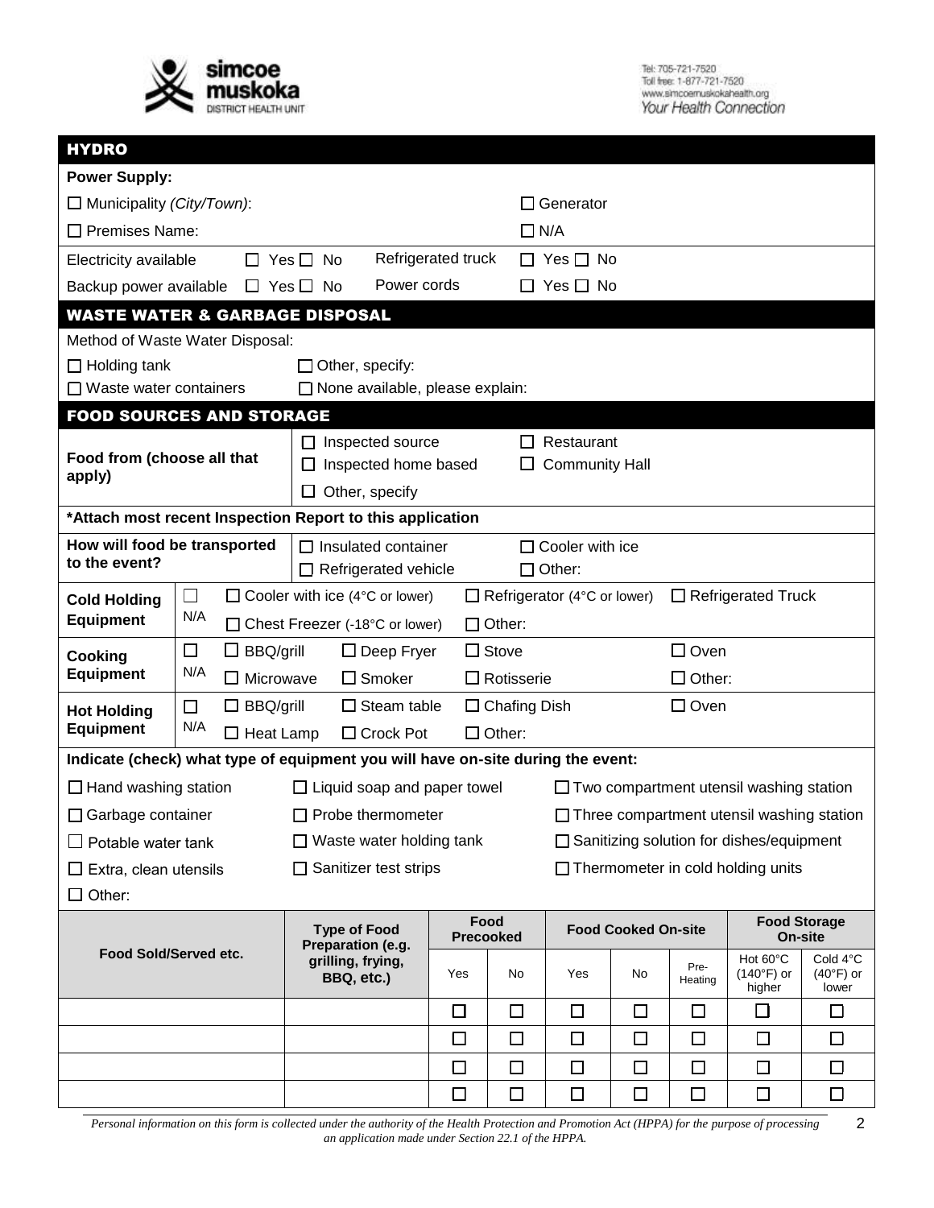## HYDRO

**Power Supply:**

☐ Municipality *(City/Town)*: ☐ Generator

☐ Premises Name: ☐ N/A

Electricity available ☐ Yes ☐ No Refrigerated truck ☐ Yes ☐ No

Backup power available ☐ Yes ☐ No Power cords ☐ Yes ☐ No

## WASTE WATER & GARBAGE DISPOSAL

Method of Waste Water Disposal:

☐ Holding tank ☐ Other, specify:

☐ Waste water containers ☐ None available, please explain:

## FOOD SOURCES AND STORAGE

**Food from (choose all that apply)** ☐ Inspected source ☐ Restaurant ☐ Inspected home based ☐ Community Hall ☐ Other, specify

**\*Attach most recent Inspection Report to this application**

**How will food be transported to the event?** ☐ Insulated container ☐ Cooler with ice ☐ Refrigerated vehicle ☐ Other:

**Cold Holding Equipment** ☐ N/A ☐ Cooler with ice (4°C or lower) ☐ Refrigerator (4°C or lower) ☐ Refrigerated Truck ☐ Chest Freezer (-18°C or lower) ☐ Other:

**Cooking Equipment** ☐ N/A ☐ BBQ/grill ☐ Deep Fryer ☐ Stove ☐ Oven ☐ Microwave ☐ Smoker ☐ Rotisserie ☐ Other:

**Hot Holding Equipment** ☐ N/A ☐ BBQ/grill ☐ Steam table ☐ Chafing Dish ☐ Oven ☐ Heat Lamp ☐ Crock Pot ☐ Other:

**Indicate (check) what type of equipment you will have on-site during the event:**

☐ Hand washing station ☐ Liquid soap and paper towel ☐ Two compartment utensil washing station

☐ Garbage container ☐ Probe thermometer ☐ Three compartment utensil washing station

☐ Potable water tank ☐ Waste water holding tank ☐ Sanitizing solution for dishes/equipment

☐ Extra, clean utensils ☐ Sanitizer test strips ☐ Thermometer in cold holding units

☐ Other:

| Food Sold/Served etc. | Type of Food Preparation (e.g. grilling, frying, BBQ, etc.) | Food Precooked | | Food Cooked On-site | | | Food Storage On-site | |
|---|---|---|---|---|---|---|---|---|
| | | Yes | No | Yes | No | Pre-Heating | Hot 60°C (140°F) or higher | Cold 4°C (40°F) or lower |
| | | ☐ | ☐ | ☐ | ☐ | ☐ | ☐ | ☐ |
| | | ☐ | ☐ | ☐ | ☐ | ☐ | ☐ | ☐ |
| | | ☐ | ☐ | ☐ | ☐ | ☐ | ☐ | ☐ |
| | | ☐ | ☐ | ☐ | ☐ | ☐ | ☐ | ☐ |

*Personal information on this form is collected under the authority of the Health Protection and Promotion Act (HPPA) for the purpose of processing an application made under Section 22.1 of the HPPA.*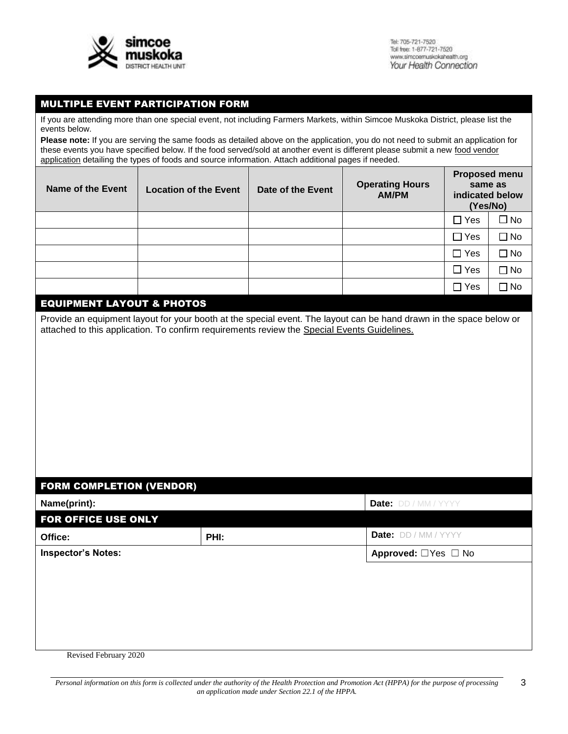simcoe muskoka DISTRICT HEALTH UNIT

Tel: 705-721-7520
Toll free: 1-877-721-7520
www.simcoemuskokahealth.org
*Your Health Connection*

## MULTIPLE EVENT PARTICIPATION FORM

If you are attending more than one special event, not including Farmers Markets, within Simcoe Muskoka District, please list the events below.

**Please note:** If you are serving the same foods as detailed above on the application, you do not need to submit an application for these events you have specified below. If the food served/sold at another event is different please submit a new food vendor application detailing the types of foods and source information. Attach additional pages if needed.

| Name of the Event | Location of the Event | Date of the Event | Operating Hours AM/PM | Proposed menu same as indicated below (Yes/No) | |
|---|---|---|---|---|---|
| | | | | ☐ Yes | ☐ No |
| | | | | ☐ Yes | ☐ No |
| | | | | ☐ Yes | ☐ No |
| | | | | ☐ Yes | ☐ No |
| | | | | ☐ Yes | ☐ No |

## EQUIPMENT LAYOUT & PHOTOS

Provide an equipment layout for your booth at the special event. The layout can be hand drawn in the space below or attached to this application. To confirm requirements review the Special Events Guidelines.

## FORM COMPLETION (VENDOR)

| | |
|---|---|
| **Name(print):** | **Date:** DD / MM / YYYY |

## FOR OFFICE USE ONLY

| | | |
|---|---|---|
| **Office:** | **PHI:** | **Date:** DD / MM / YYYY |
| **Inspector's Notes:** | | **Approved:** ☐Yes ☐ No |

Revised February 2020

*Personal information on this form is collected under the authority of the Health Protection and Promotion Act (HPPA) for the purpose of processing an application made under Section 22.1 of the HPPA.*